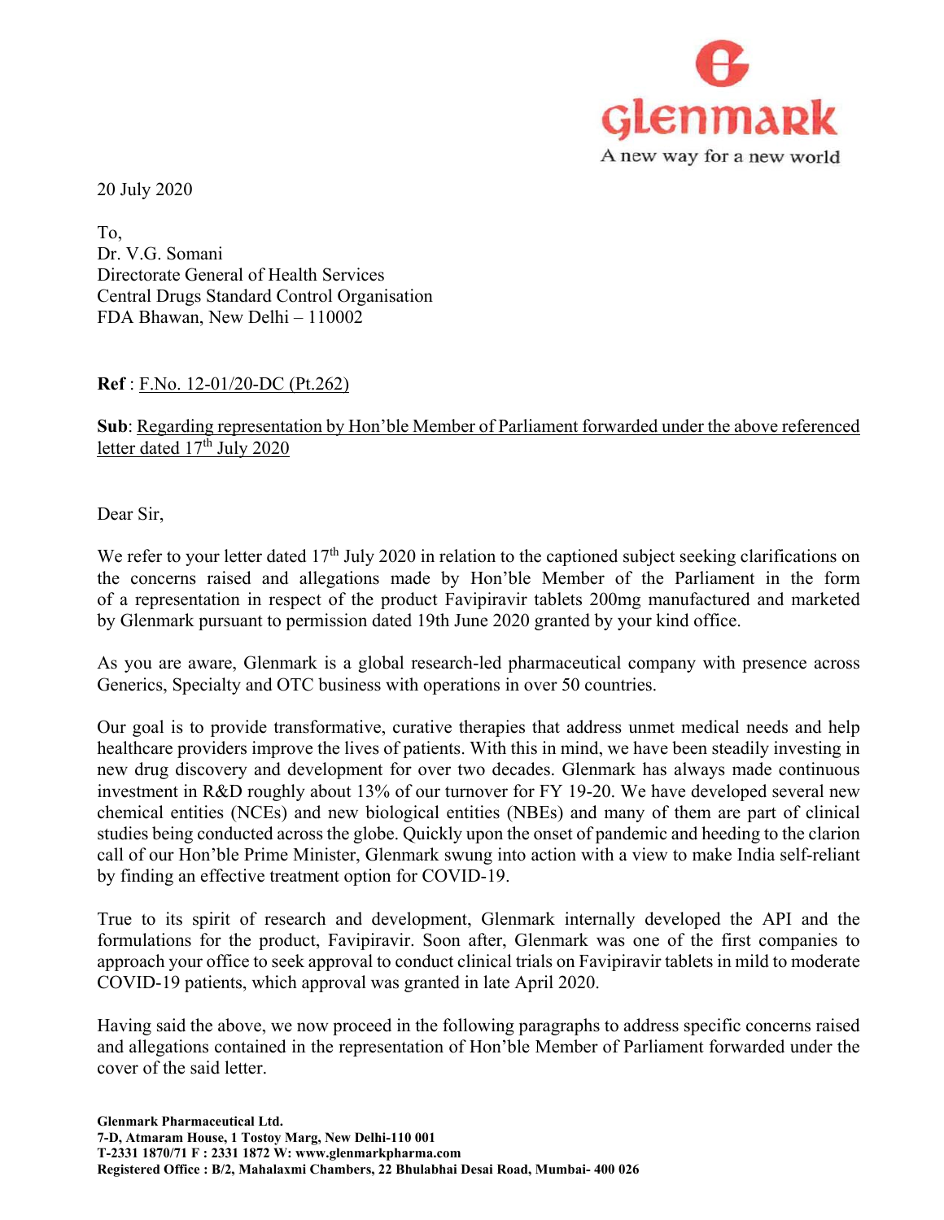glenmark

A new way for a new world

20 July 2020

To,  
Dr. V.G. Somani  
Directorate General of Health Services  
Central Drugs Standard Control Organisation  
FDA Bhawan, New Delhi – 110002

**Ref** : F.No. 12-01/20-DC (Pt.262)

**Sub**: Regarding representation by Hon'ble Member of Parliament forwarded under the above referenced letter dated 17th July 2020

Dear Sir,

We refer to your letter dated 17th July 2020 in relation to the captioned subject seeking clarifications on the concerns raised and allegations made by Hon'ble Member of the Parliament in the form of a representation in respect of the product Favipiravir tablets 200mg manufactured and marketed by Glenmark pursuant to permission dated 19th June 2020 granted by your kind office.

As you are aware, Glenmark is a global research-led pharmaceutical company with presence across Generics, Specialty and OTC business with operations in over 50 countries.

Our goal is to provide transformative, curative therapies that address unmet medical needs and help healthcare providers improve the lives of patients. With this in mind, we have been steadily investing in new drug discovery and development for over two decades. Glenmark has always made continuous investment in R&D roughly about 13% of our turnover for FY 19-20. We have developed several new chemical entities (NCEs) and new biological entities (NBEs) and many of them are part of clinical studies being conducted across the globe. Quickly upon the onset of pandemic and heeding to the clarion call of our Hon'ble Prime Minister, Glenmark swung into action with a view to make India self-reliant by finding an effective treatment option for COVID-19.

True to its spirit of research and development, Glenmark internally developed the API and the formulations for the product, Favipiravir. Soon after, Glenmark was one of the first companies to approach your office to seek approval to conduct clinical trials on Favipiravir tablets in mild to moderate COVID-19 patients, which approval was granted in late April 2020.

Having said the above, we now proceed in the following paragraphs to address specific concerns raised and allegations contained in the representation of Hon'ble Member of Parliament forwarded under the cover of the said letter.

**Glenmark Pharmaceutical Ltd.**  
**7-D, Atmaram House, 1 Tostoy Marg, New Delhi-110 001**  
**T-2331 1870/71 F : 2331 1872 W: www.glenmarkpharma.com**  
**Registered Office : B/2, Mahalaxmi Chambers, 22 Bhulabhai Desai Road, Mumbai- 400 026**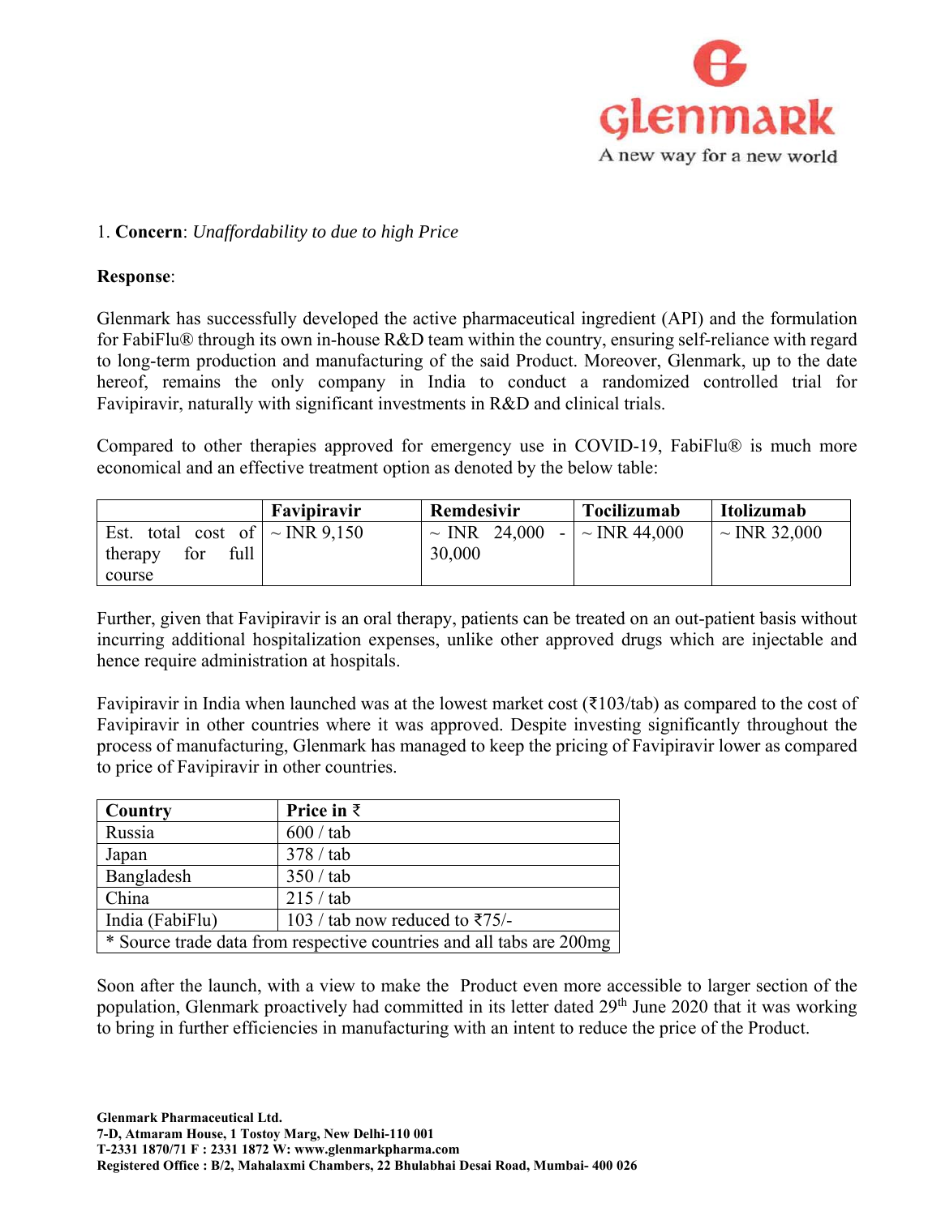1. **Concern**: *Unaffordability to due to high Price*

**Response**:

Glenmark has successfully developed the active pharmaceutical ingredient (API) and the formulation for FabiFlu® through its own in-house R&D team within the country, ensuring self-reliance with regard to long-term production and manufacturing of the said Product. Moreover, Glenmark, up to the date hereof, remains the only company in India to conduct a randomized controlled trial for Favipiravir, naturally with significant investments in R&D and clinical trials.

Compared to other therapies approved for emergency use in COVID-19, FabiFlu® is much more economical and an effective treatment option as denoted by the below table:

| | **Favipiravir** | **Remdesivir** | **Tocilizumab** | **Itolizumab** |
|---|---|---|---|---|
| Est. total cost of therapy for full course | ~ INR 9,150 | ~ INR 24,000 - 30,000 | ~ INR 44,000 | ~ INR 32,000 |

Further, given that Favipiravir is an oral therapy, patients can be treated on an out-patient basis without incurring additional hospitalization expenses, unlike other approved drugs which are injectable and hence require administration at hospitals.

Favipiravir in India when launched was at the lowest market cost (₹103/tab) as compared to the cost of Favipiravir in other countries where it was approved. Despite investing significantly throughout the process of manufacturing, Glenmark has managed to keep the pricing of Favipiravir lower as compared to price of Favipiravir in other countries.

| **Country** | **Price in ₹** |
|---|---|
| Russia | 600 / tab |
| Japan | 378 / tab |
| Bangladesh | 350 / tab |
| China | 215 / tab |
| India (FabiFlu) | 103 / tab now reduced to ₹75/- |
| * Source trade data from respective countries and all tabs are 200mg | |

Soon after the launch, with a view to make the Product even more accessible to larger section of the population, Glenmark proactively had committed in its letter dated 29th June 2020 that it was working to bring in further efficiencies in manufacturing with an intent to reduce the price of the Product.

**Glenmark Pharmaceutical Ltd.**
**7-D, Atmaram House, 1 Tostoy Marg, New Delhi-110 001**
**T-2331 1870/71 F : 2331 1872 W: www.glenmarkpharma.com**
**Registered Office : B/2, Mahalaxmi Chambers, 22 Bhulabhai Desai Road, Mumbai- 400 026**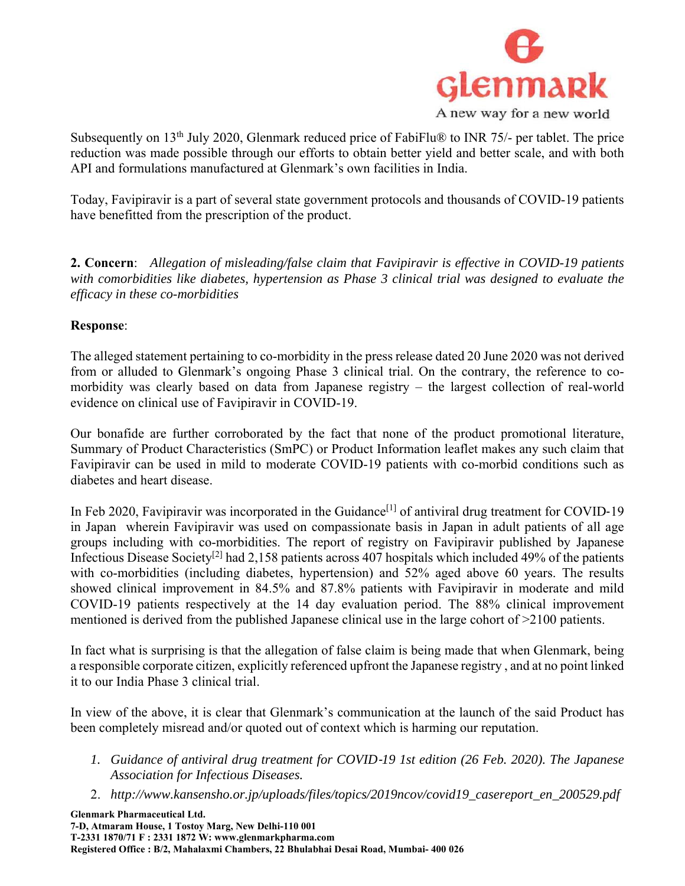Subsequently on 13th July 2020, Glenmark reduced price of FabiFlu® to INR 75/- per tablet. The price reduction was made possible through our efforts to obtain better yield and better scale, and with both API and formulations manufactured at Glenmark's own facilities in India.

Today, Favipiravir is a part of several state government protocols and thousands of COVID-19 patients have benefitted from the prescription of the product.

**2. Concern**: *Allegation of misleading/false claim that Favipiravir is effective in COVID-19 patients with comorbidities like diabetes, hypertension as Phase 3 clinical trial was designed to evaluate the efficacy in these co-morbidities*

**Response**:

The alleged statement pertaining to co-morbidity in the press release dated 20 June 2020 was not derived from or alluded to Glenmark's ongoing Phase 3 clinical trial. On the contrary, the reference to co-morbidity was clearly based on data from Japanese registry – the largest collection of real-world evidence on clinical use of Favipiravir in COVID-19.

Our bonafide are further corroborated by the fact that none of the product promotional literature, Summary of Product Characteristics (SmPC) or Product Information leaflet makes any such claim that Favipiravir can be used in mild to moderate COVID-19 patients with co-morbid conditions such as diabetes and heart disease.

In Feb 2020, Favipiravir was incorporated in the Guidance[1] of antiviral drug treatment for COVID-19 in Japan wherein Favipiravir was used on compassionate basis in Japan in adult patients of all age groups including with co-morbidities. The report of registry on Favipiravir published by Japanese Infectious Disease Society[2] had 2,158 patients across 407 hospitals which included 49% of the patients with co-morbidities (including diabetes, hypertension) and 52% aged above 60 years. The results showed clinical improvement in 84.5% and 87.8% patients with Favipiravir in moderate and mild COVID-19 patients respectively at the 14 day evaluation period. The 88% clinical improvement mentioned is derived from the published Japanese clinical use in the large cohort of >2100 patients.

In fact what is surprising is that the allegation of false claim is being made that when Glenmark, being a responsible corporate citizen, explicitly referenced upfront the Japanese registry , and at no point linked it to our India Phase 3 clinical trial.

In view of the above, it is clear that Glenmark's communication at the launch of the said Product has been completely misread and/or quoted out of context which is harming our reputation.

1. *Guidance of antiviral drug treatment for COVID-19 1st edition (26 Feb. 2020). The Japanese Association for Infectious Diseases.*
2. *http://www.kansensho.or.jp/uploads/files/topics/2019ncov/covid19_casereport_en_200529.pdf*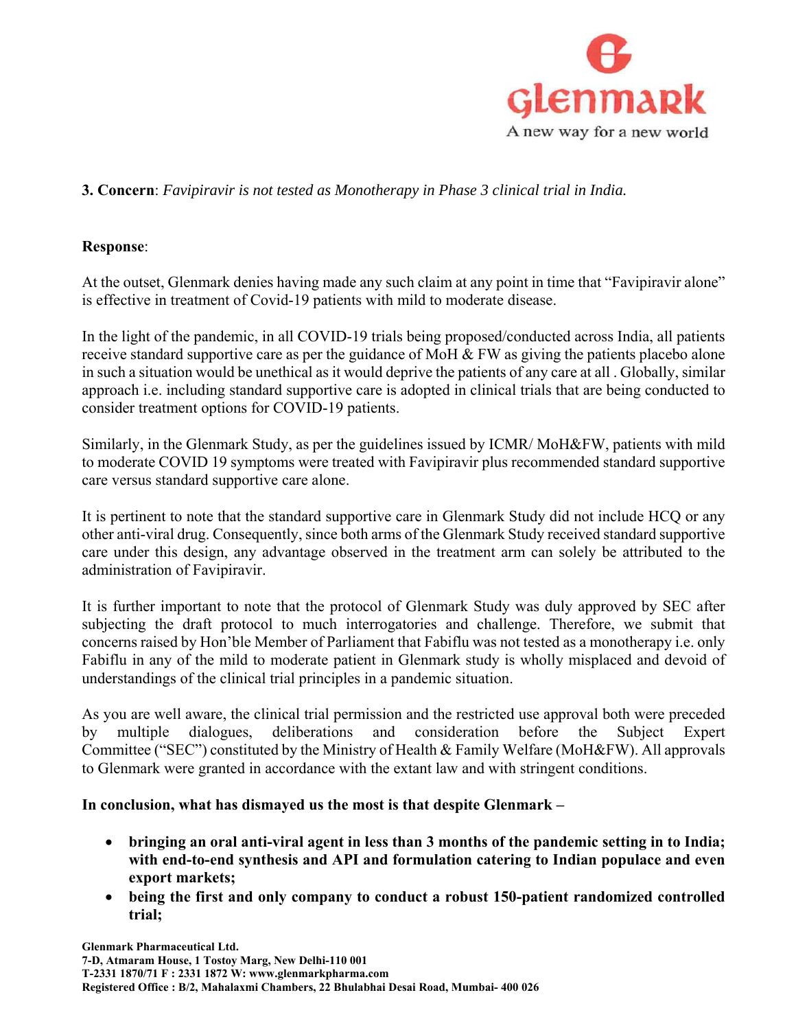**3. Concern**: *Favipiravir is not tested as Monotherapy in Phase 3 clinical trial in India.*

**Response**:

At the outset, Glenmark denies having made any such claim at any point in time that "Favipiravir alone" is effective in treatment of Covid-19 patients with mild to moderate disease.

In the light of the pandemic, in all COVID-19 trials being proposed/conducted across India, all patients receive standard supportive care as per the guidance of MoH & FW as giving the patients placebo alone in such a situation would be unethical as it would deprive the patients of any care at all . Globally, similar approach i.e. including standard supportive care is adopted in clinical trials that are being conducted to consider treatment options for COVID-19 patients.

Similarly, in the Glenmark Study, as per the guidelines issued by ICMR/ MoH&FW, patients with mild to moderate COVID 19 symptoms were treated with Favipiravir plus recommended standard supportive care versus standard supportive care alone.

It is pertinent to note that the standard supportive care in Glenmark Study did not include HCQ or any other anti-viral drug. Consequently, since both arms of the Glenmark Study received standard supportive care under this design, any advantage observed in the treatment arm can solely be attributed to the administration of Favipiravir.

It is further important to note that the protocol of Glenmark Study was duly approved by SEC after subjecting the draft protocol to much interrogatories and challenge. Therefore, we submit that concerns raised by Hon'ble Member of Parliament that Fabiflu was not tested as a monotherapy i.e. only Fabiflu in any of the mild to moderate patient in Glenmark study is wholly misplaced and devoid of understandings of the clinical trial principles in a pandemic situation.

As you are well aware, the clinical trial permission and the restricted use approval both were preceded by multiple dialogues, deliberations and consideration before the Subject Expert Committee ("SEC") constituted by the Ministry of Health & Family Welfare (MoH&FW). All approvals to Glenmark were granted in accordance with the extant law and with stringent conditions.

**In conclusion, what has dismayed us the most is that despite Glenmark –**

- **bringing an oral anti-viral agent in less than 3 months of the pandemic setting in to India; with end-to-end synthesis and API and formulation catering to Indian populace and even export markets;**
- **being the first and only company to conduct a robust 150-patient randomized controlled trial;**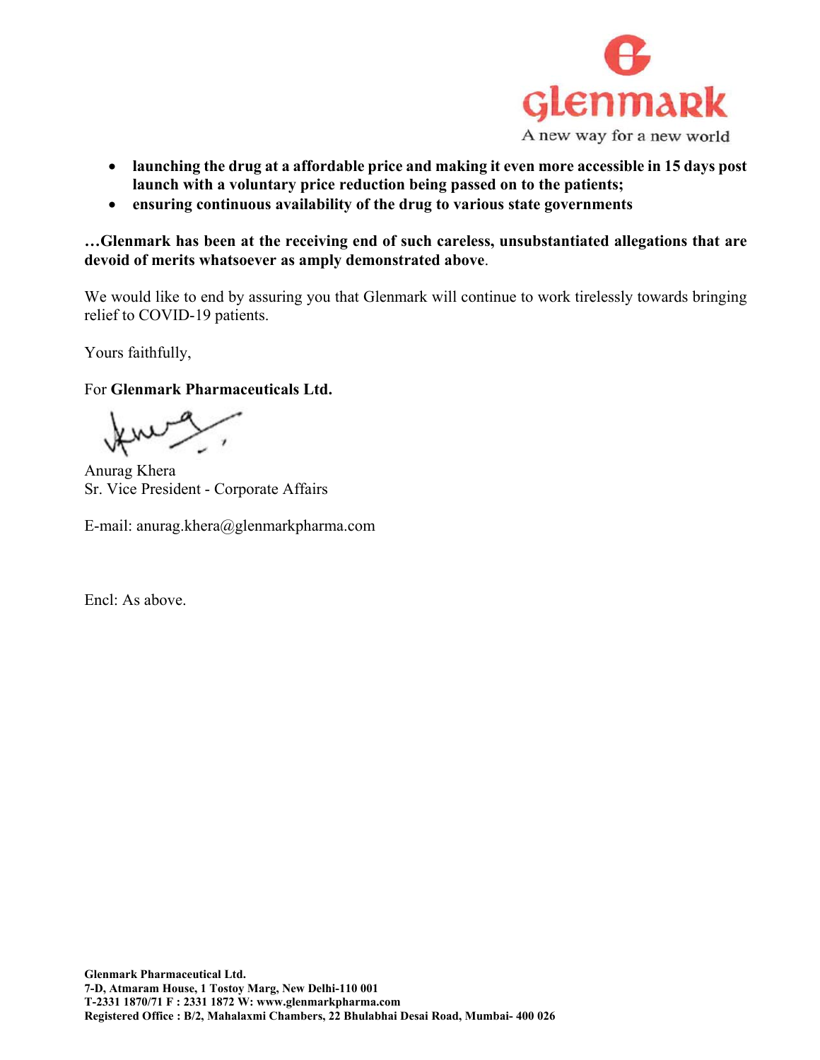- **launching the drug at a affordable price and making it even more accessible in 15 days post launch with a voluntary price reduction being passed on to the patients;**
- **ensuring continuous availability of the drug to various state governments**

**…Glenmark has been at the receiving end of such careless, unsubstantiated allegations that are devoid of merits whatsoever as amply demonstrated above**.

We would like to end by assuring you that Glenmark will continue to work tirelessly towards bringing relief to COVID-19 patients.

Yours faithfully,

For **Glenmark Pharmaceuticals Ltd.**

Anurag Khera
Sr. Vice President - Corporate Affairs

E-mail: anurag.khera@glenmarkpharma.com

Encl: As above.

**Glenmark Pharmaceutical Ltd.**
**7-D, Atmaram House, 1 Tostoy Marg, New Delhi-110 001**
**T-2331 1870/71 F : 2331 1872 W: www.glenmarkpharma.com**
**Registered Office : B/2, Mahalaxmi Chambers, 22 Bhulabhai Desai Road, Mumbai- 400 026**